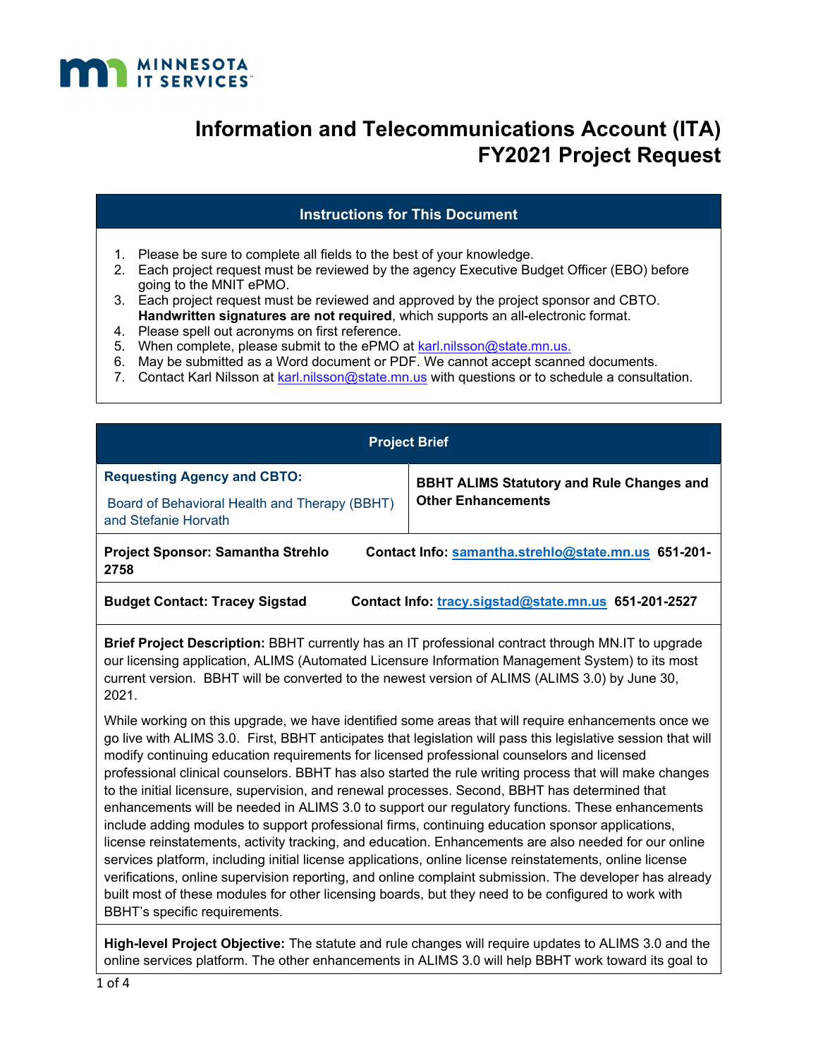MINNESOTA IT SERVICES

# Information and Telecommunications Account (ITA) FY2021 Project Request

## Instructions for This Document

1. Please be sure to complete all fields to the best of your knowledge.
2. Each project request must be reviewed by the agency Executive Budget Officer (EBO) before going to the MNIT ePMO.
3. Each project request must be reviewed and approved by the project sponsor and CBTO. **Handwritten signatures are not required**, which supports an all-electronic format.
4. Please spell out acronyms on first reference.
5. When complete, please submit to the ePMO at karl.nilsson@state.mn.us.
6. May be submitted as a Word document or PDF. We cannot accept scanned documents.
7. Contact Karl Nilsson at karl.nilsson@state.mn.us with questions or to schedule a consultation.

## Project Brief

| **Requesting Agency and CBTO:** Board of Behavioral Health and Therapy (BBHT) and Stefanie Horvath | **BBHT ALIMS Statutory and Rule Changes and Other Enhancements** |
|---|---|

**Project Sponsor: Samantha Strehlo** **Contact Info: samantha.strehlo@state.mn.us 651-201-2758**

**Budget Contact: Tracey Sigstad** **Contact Info: tracy.sigstad@state.mn.us 651-201-2527**

**Brief Project Description:** BBHT currently has an IT professional contract through MN.IT to upgrade our licensing application, ALIMS (Automated Licensure Information Management System) to its most current version. BBHT will be converted to the newest version of ALIMS (ALIMS 3.0) by June 30, 2021.

While working on this upgrade, we have identified some areas that will require enhancements once we go live with ALIMS 3.0. First, BBHT anticipates that legislation will pass this legislative session that will modify continuing education requirements for licensed professional counselors and licensed professional clinical counselors. BBHT has also started the rule writing process that will make changes to the initial licensure, supervision, and renewal processes. Second, BBHT has determined that enhancements will be needed in ALIMS 3.0 to support our regulatory functions. These enhancements include adding modules to support professional firms, continuing education sponsor applications, license reinstatements, activity tracking, and education. Enhancements are also needed for our online services platform, including initial license applications, online license reinstatements, online license verifications, online supervision reporting, and online complaint submission. The developer has already built most of these modules for other licensing boards, but they need to be configured to work with BBHT's specific requirements.

**High-level Project Objective:** The statute and rule changes will require updates to ALIMS 3.0 and the online services platform. The other enhancements in ALIMS 3.0 will help BBHT work toward its goal to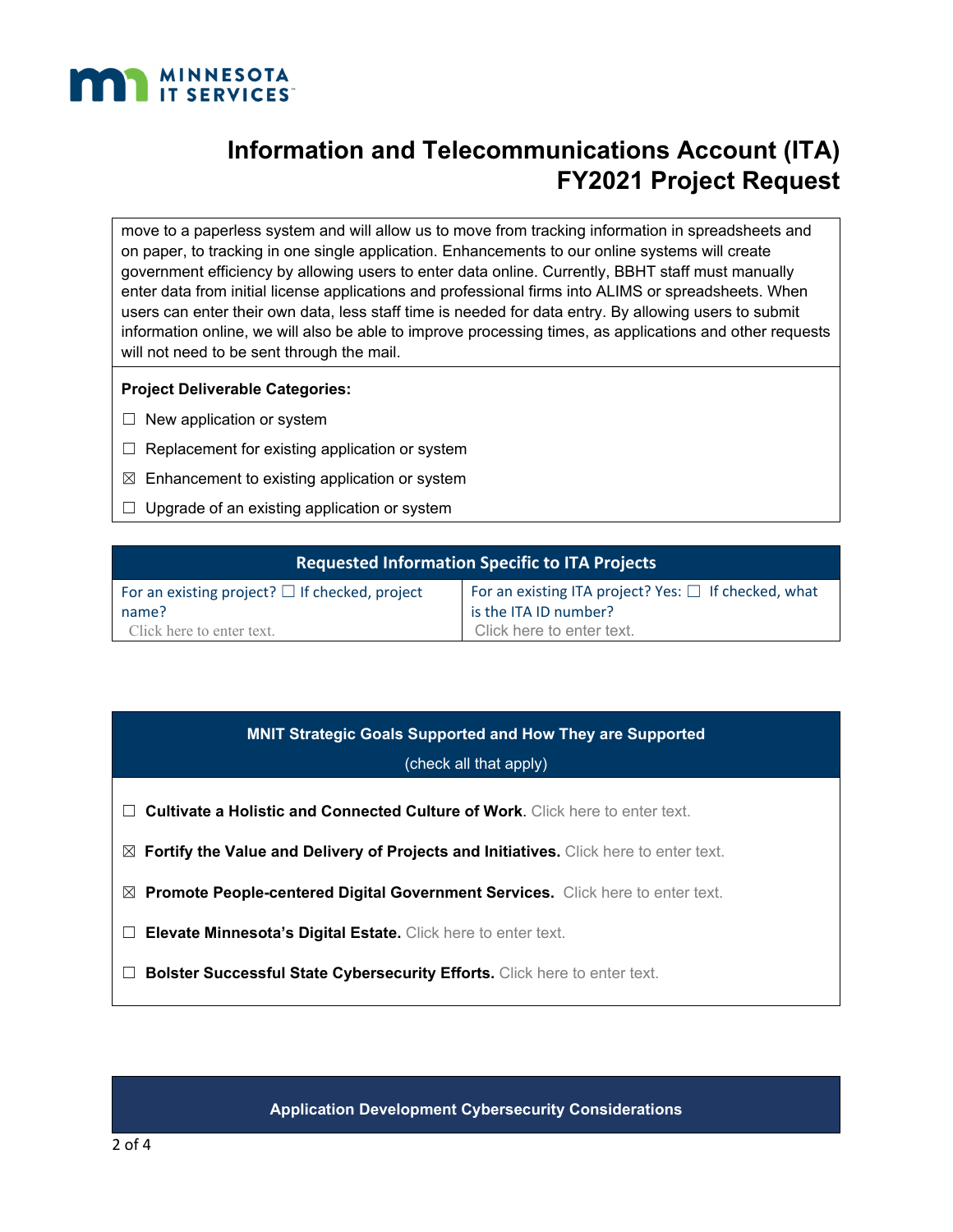move to a paperless system and will allow us to move from tracking information in spreadsheets and on paper, to tracking in one single application. Enhancements to our online systems will create government efficiency by allowing users to enter data online. Currently, BBHT staff must manually enter data from initial license applications and professional firms into ALIMS or spreadsheets. When users can enter their own data, less staff time is needed for data entry. By allowing users to submit information online, we will also be able to improve processing times, as applications and other requests will not need to be sent through the mail.

**Project Deliverable Categories:**

☐ New application or system

☐ Replacement for existing application or system

☒ Enhancement to existing application or system

☐ Upgrade of an existing application or system

| Requested Information Specific to ITA Projects | |
|---|---|
| For an existing project? ☐ If checked, project name?<br>Click here to enter text. | For an existing ITA project? Yes: ☐ If checked, what is the ITA ID number?<br>Click here to enter text. |

## MNIT Strategic Goals Supported and How They are Supported

(check all that apply)

☐ **Cultivate a Holistic and Connected Culture of Work**. Click here to enter text.

☒ **Fortify the Value and Delivery of Projects and Initiatives.** Click here to enter text.

☒ **Promote People-centered Digital Government Services.** Click here to enter text.

☐ **Elevate Minnesota's Digital Estate.** Click here to enter text.

☐ **Bolster Successful State Cybersecurity Efforts.** Click here to enter text.

## Application Development Cybersecurity Considerations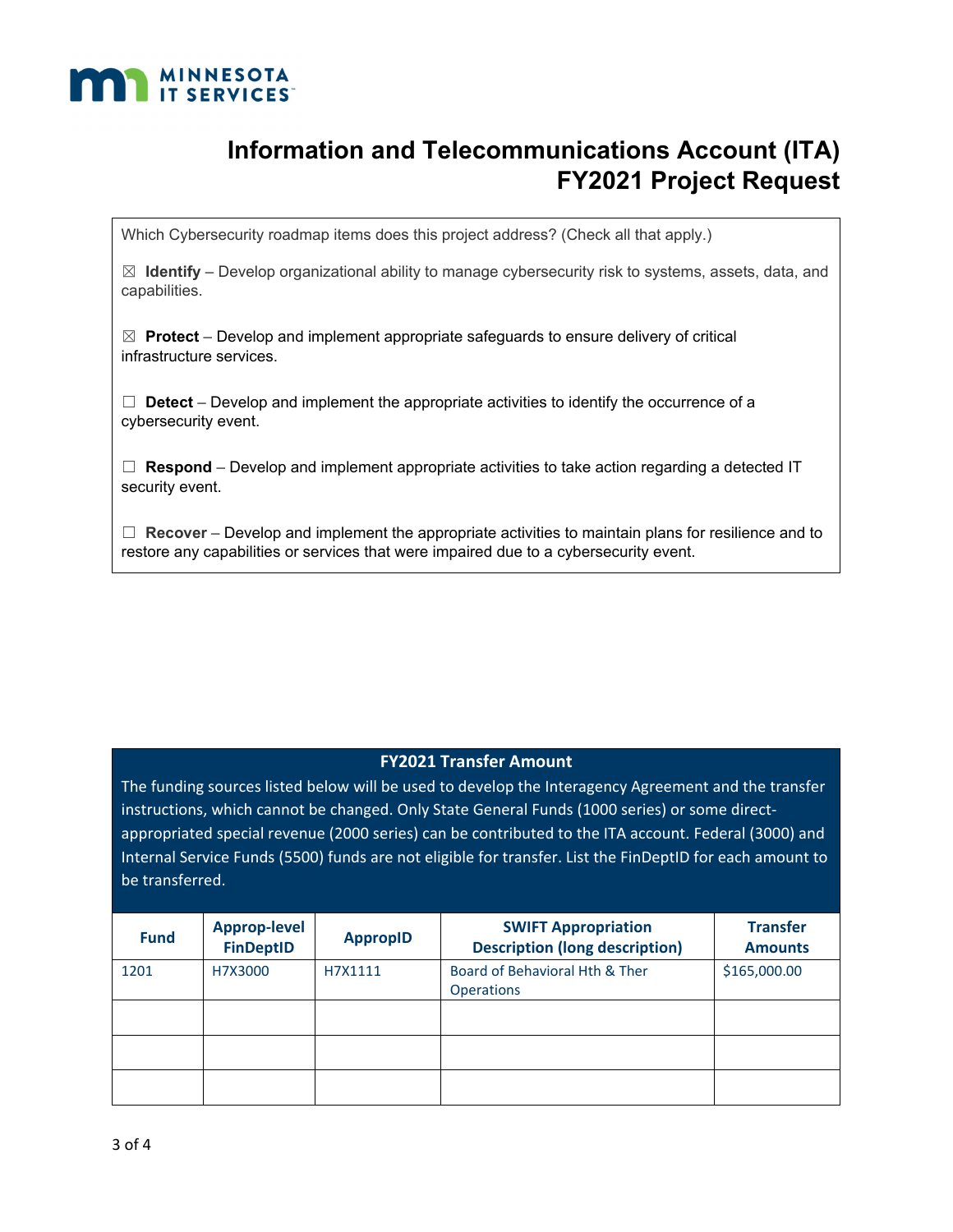# Information and Telecommunications Account (ITA) FY2021 Project Request

Which Cybersecurity roadmap items does this project address? (Check all that apply.)

☒ **Identify** – Develop organizational ability to manage cybersecurity risk to systems, assets, data, and capabilities.

☒ **Protect** – Develop and implement appropriate safeguards to ensure delivery of critical infrastructure services.

☐ **Detect** – Develop and implement the appropriate activities to identify the occurrence of a cybersecurity event.

☐ **Respond** – Develop and implement appropriate activities to take action regarding a detected IT security event.

☐ **Recover** – Develop and implement the appropriate activities to maintain plans for resilience and to restore any capabilities or services that were impaired due to a cybersecurity event.

## FY2021 Transfer Amount

The funding sources listed below will be used to develop the Interagency Agreement and the transfer instructions, which cannot be changed. Only State General Funds (1000 series) or some direct-appropriated special revenue (2000 series) can be contributed to the ITA account. Federal (3000) and Internal Service Funds (5500) funds are not eligible for transfer. List the FinDeptID for each amount to be transferred.

| Fund | Approp-level FinDeptID | ApropID | SWIFT Appropriation Description (long description) | Transfer Amounts |
|---|---|---|---|---|
| 1201 | H7X3000 | H7X1111 | Board of Behavioral Hth & Ther Operations | $165,000.00 |
| | | | | |
| | | | | |
| | | | | |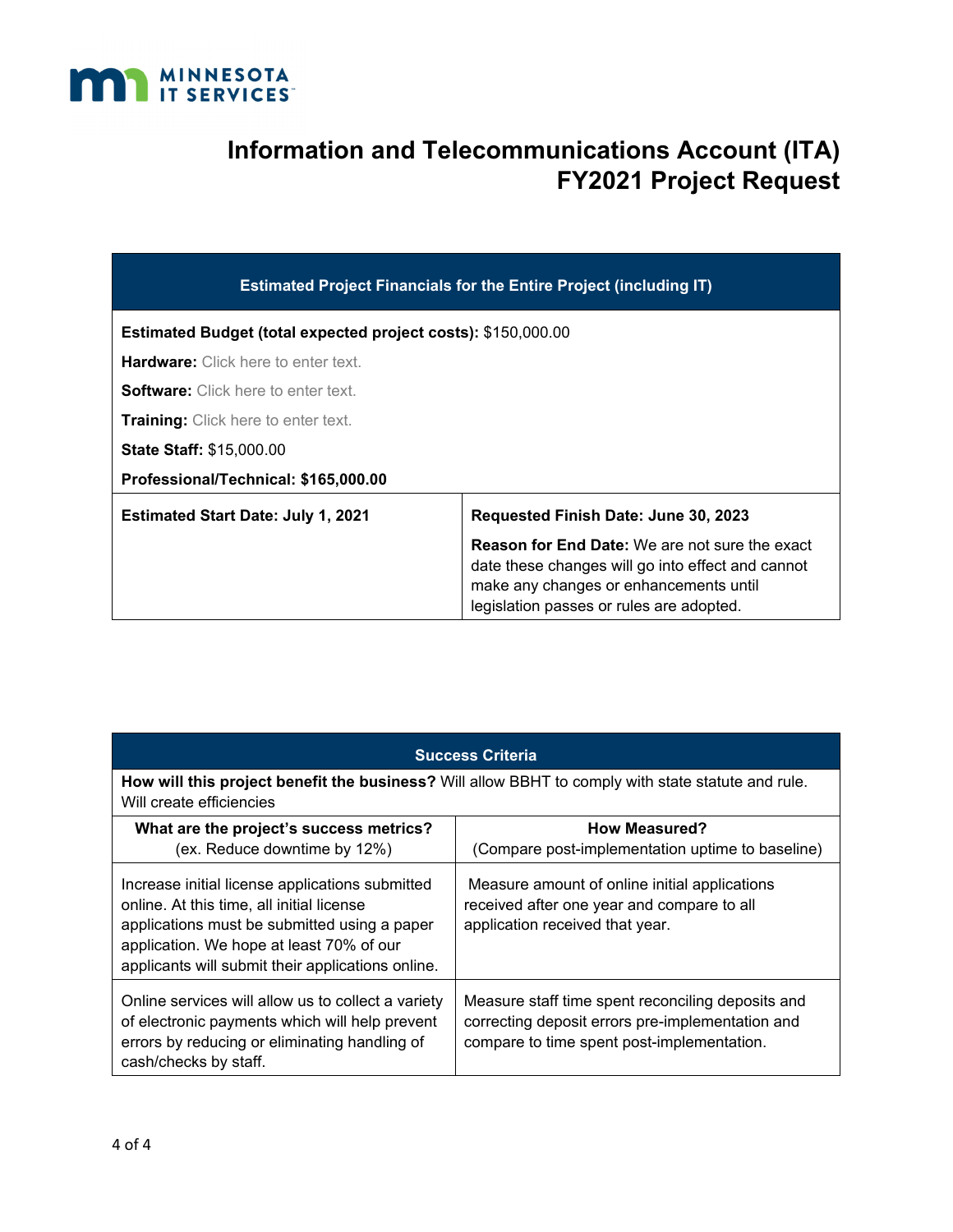# Information and Telecommunications Account (ITA) FY2021 Project Request

| Estimated Project Financials for the Entire Project (including IT) | |
|---|---|
| **Estimated Budget (total expected project costs):** $150,000.00<br>**Hardware:** Click here to enter text.<br>**Software:** Click here to enter text.<br>**Training:** Click here to enter text.<br>**State Staff:** $15,000.00<br>**Professional/Technical: $165,000.00** | |
| **Estimated Start Date: July 1, 2021** | **Requested Finish Date: June 30, 2023**<br>**Reason for End Date:** We are not sure the exact date these changes will go into effect and cannot make any changes or enhancements until legislation passes or rules are adopted. |

| Success Criteria | |
|---|---|
| **How will this project benefit the business?** Will allow BBHT to comply with state statute and rule. Will create efficiencies | |
| **What are the project's success metrics?**<br>(ex. Reduce downtime by 12%) | **How Measured?**<br>(Compare post-implementation uptime to baseline) |
| Increase initial license applications submitted online. At this time, all initial license applications must be submitted using a paper application. We hope at least 70% of our applicants will submit their applications online. | Measure amount of online initial applications received after one year and compare to all application received that year. |
| Online services will allow us to collect a variety of electronic payments which will help prevent errors by reducing or eliminating handling of cash/checks by staff. | Measure staff time spent reconciling deposits and correcting deposit errors pre-implementation and compare to time spent post-implementation. |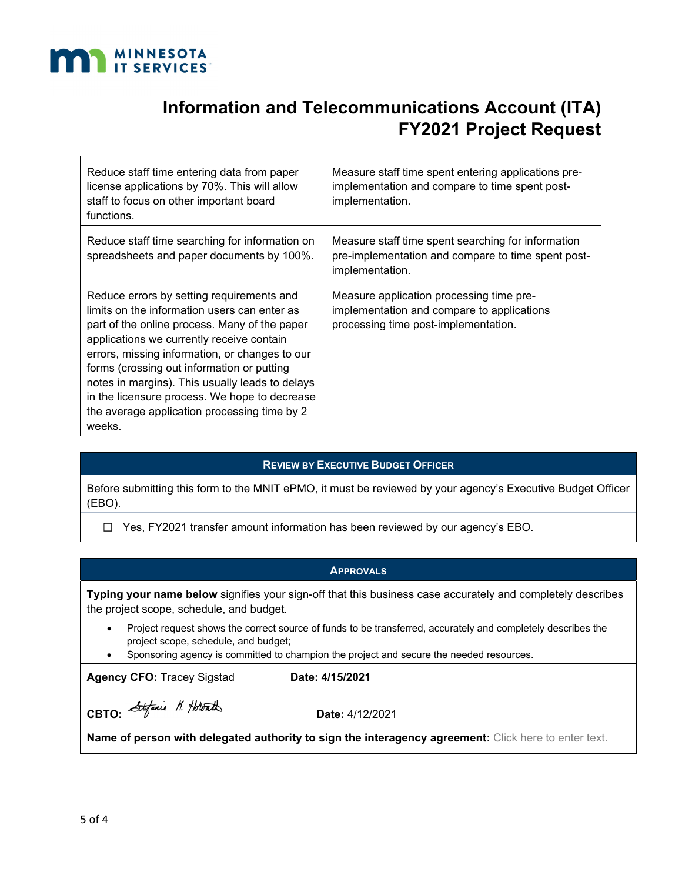# Information and Telecommunications Account (ITA) FY2021 Project Request

| | |
|---|---|
| Reduce staff time entering data from paper license applications by 70%. This will allow staff to focus on other important board functions. | Measure staff time spent entering applications pre-implementation and compare to time spent post-implementation. |
| Reduce staff time searching for information on spreadsheets and paper documents by 100%. | Measure staff time spent searching for information pre-implementation and compare to time spent post-implementation. |
| Reduce errors by setting requirements and limits on the information users can enter as part of the online process. Many of the paper applications we currently receive contain errors, missing information, or changes to our forms (crossing out information or putting notes in margins). This usually leads to delays in the licensure process. We hope to decrease the average application processing time by 2 weeks. | Measure application processing time pre-implementation and compare to applications processing time post-implementation. |

## Review by Executive Budget Officer

Before submitting this form to the MNIT ePMO, it must be reviewed by your agency's Executive Budget Officer (EBO).

☐ Yes, FY2021 transfer amount information has been reviewed by our agency's EBO.

## Approvals

**Typing your name below** signifies your sign-off that this business case accurately and completely describes the project scope, schedule, and budget.

- Project request shows the correct source of funds to be transferred, accurately and completely describes the project scope, schedule, and budget;
- Sponsoring agency is committed to champion the project and secure the needed resources.

**Agency CFO:** Tracey Sigstad **Date: 4/15/2021**

**CBTO:** Stefanie K. Horvath **Date:** 4/12/2021

**Name of person with delegated authority to sign the interagency agreement:** Click here to enter text.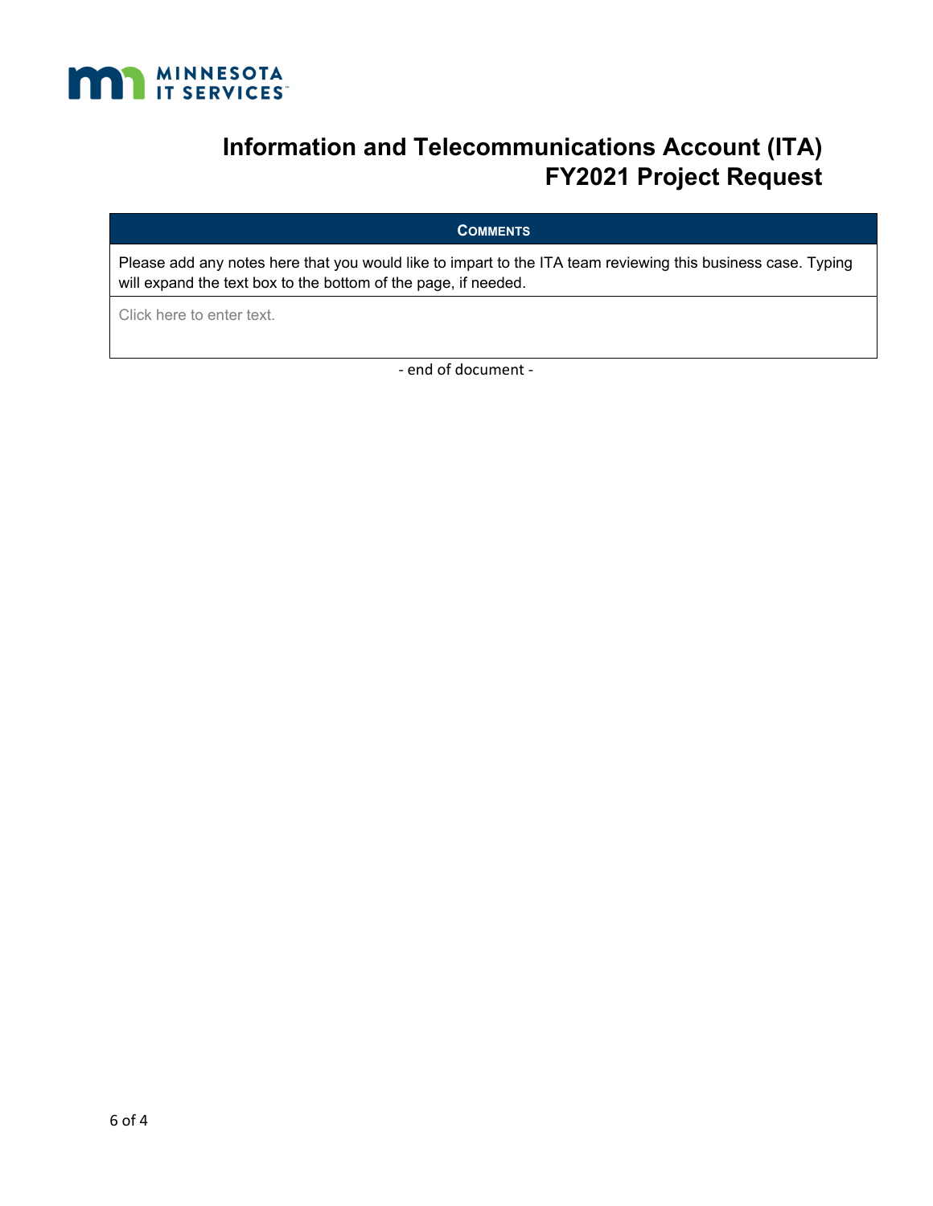# Information and Telecommunications Account (ITA) FY2021 Project Request

| Comments |
| --- |
| Please add any notes here that you would like to impart to the ITA team reviewing this business case. Typing will expand the text box to the bottom of the page, if needed. |
| Click here to enter text. |

- end of document -